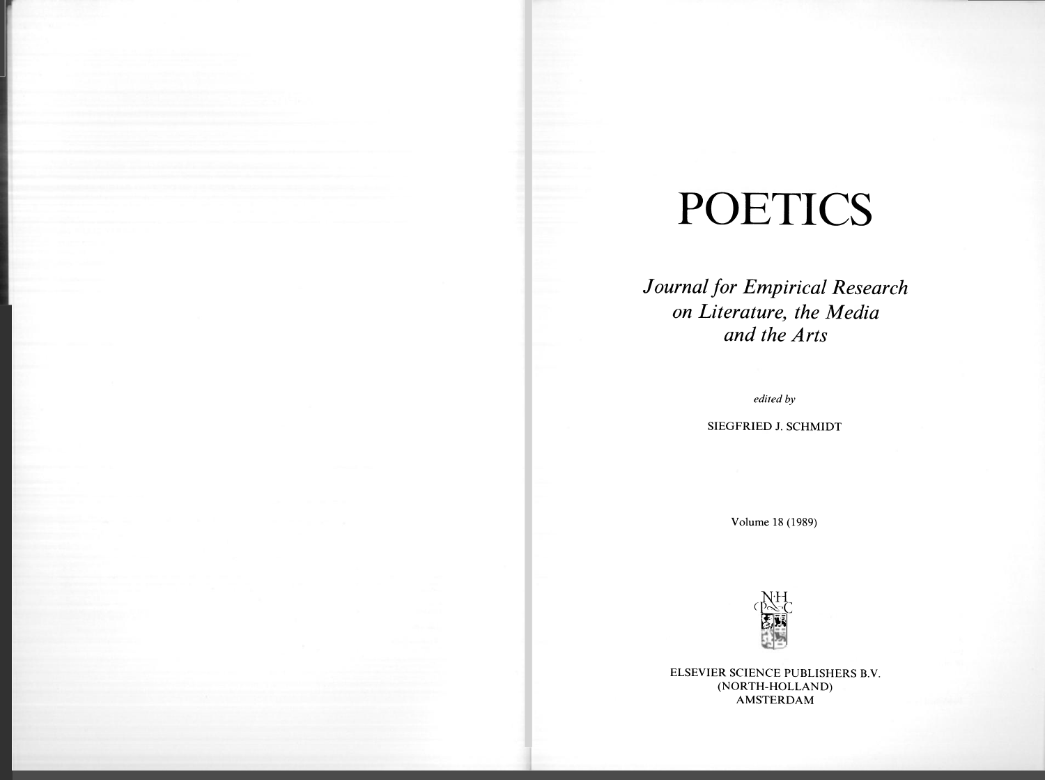# POETICS

*Journal for Empirical Research on Literature, the Media and the Arts*

*edited by*

SIEGFRIED J. SCHMIDT

Volume 18 (1989)

ELSEVIER SCIENCE PUBLISHERS B.V.
(NORTH-HOLLAND)
AMSTERDAM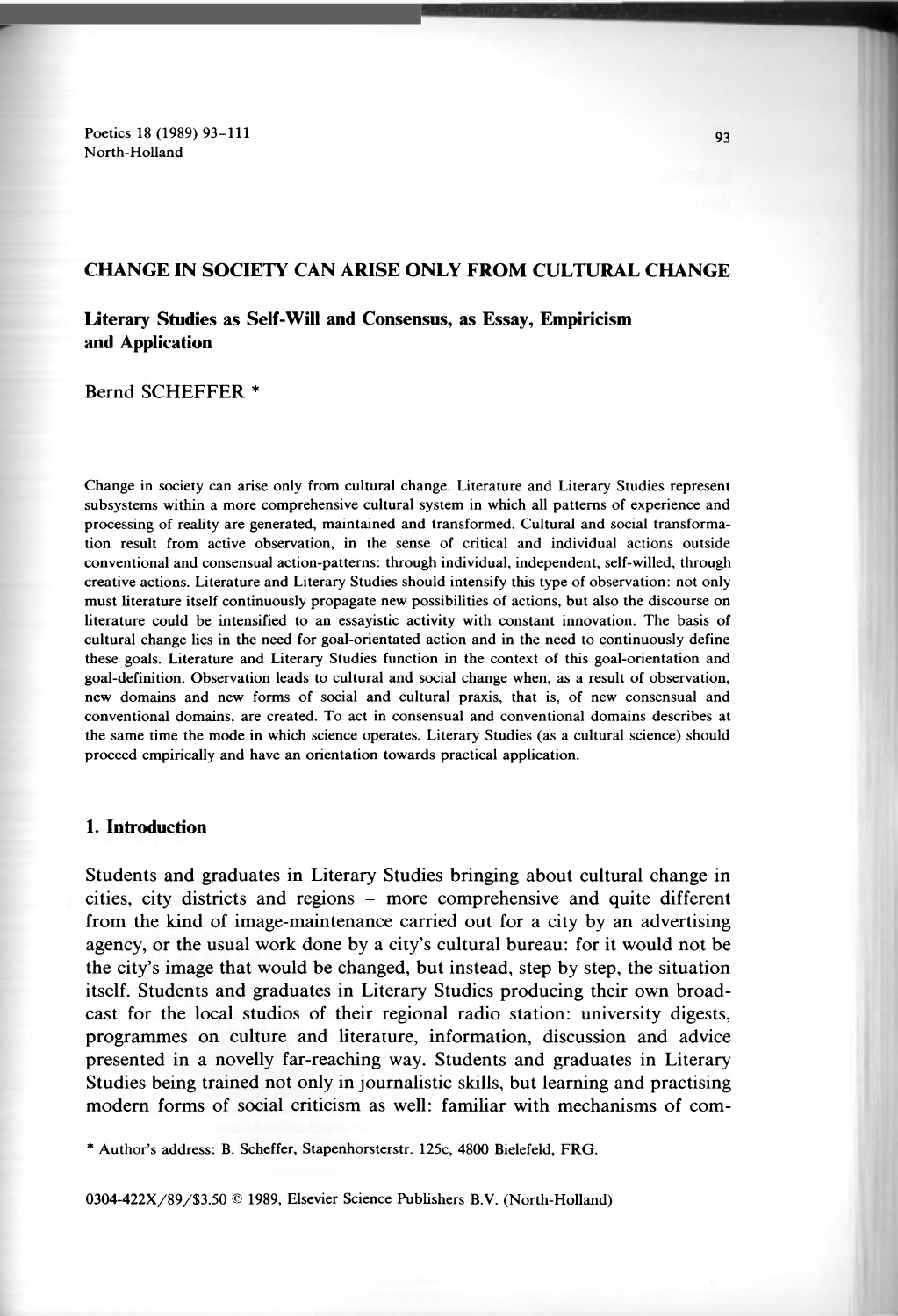# CHANGE IN SOCIETY CAN ARISE ONLY FROM CULTURAL CHANGE

## Literary Studies as Self-Will and Consensus, as Essay, Empiricism and Application

Bernd SCHEFFER *

Change in society can arise only from cultural change. Literature and Literary Studies represent subsystems within a more comprehensive cultural system in which all patterns of experience and processing of reality are generated, maintained and transformed. Cultural and social transformation result from active observation, in the sense of critical and individual actions outside conventional and consensual action-patterns: through individual, independent, self-willed, through creative actions. Literature and Literary Studies should intensify this type of observation: not only must literature itself continuously propagate new possibilities of actions, but also the discourse on literature could be intensified to an essayistic activity with constant innovation. The basis of cultural change lies in the need for goal-orientated action and in the need to continuously define these goals. Literature and Literary Studies function in the context of this goal-orientation and goal-definition. Observation leads to cultural and social change when, as a result of observation, new domains and new forms of social and cultural praxis, that is, of new consensual and conventional domains, are created. To act in consensual and conventional domains describes at the same time the mode in which science operates. Literary Studies (as a cultural science) should proceed empirically and have an orientation towards practical application.

### 1. Introduction

Students and graduates in Literary Studies bringing about cultural change in cities, city districts and regions – more comprehensive and quite different from the kind of image-maintenance carried out for a city by an advertising agency, or the usual work done by a city's cultural bureau: for it would not be the city's image that would be changed, but instead, step by step, the situation itself. Students and graduates in Literary Studies producing their own broadcast for the local studios of their regional radio station: university digests, programmes on culture and literature, information, discussion and advice presented in a novelly far-reaching way. Students and graduates in Literary Studies being trained not only in journalistic skills, but learning and practising modern forms of social criticism as well: familiar with mechanisms of com-

* Author's address: B. Scheffer, Stapenhorsterstr. 125c, 4800 Bielefeld, FRG.

0304-422X/89/$3.50 © 1989, Elsevier Science Publishers B.V. (North-Holland)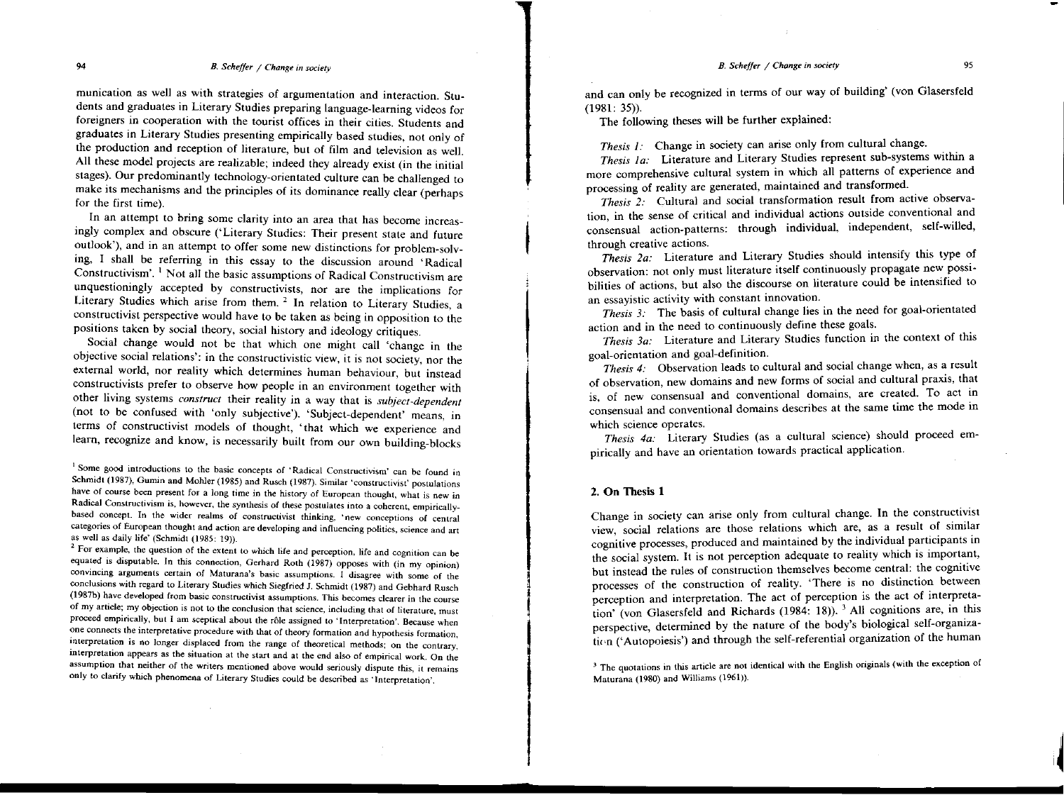munication as well as with strategies of argumentation and interaction. Students and graduates in Literary Studies preparing language-learning videos for foreigners in cooperation with the tourist offices in their cities. Students and graduates in Literary Studies presenting empirically based studies, not only of the production and reception of literature, but of film and television as well. All these model projects are realizable; indeed they already exist (in the initial stages). Our predominantly technology-orientated culture can be challenged to make its mechanisms and the principles of its dominance really clear (perhaps for the first time).

In an attempt to bring some clarity into an area that has become increasingly complex and obscure ('Literary Studies: Their present state and future outlook'), and in an attempt to offer some new distinctions for problem-solving, I shall be referring in this essay to the discussion around 'Radical Constructivism'. [1] Not all the basic assumptions of Radical Constructivism are unquestioningly accepted by constructivists, nor are the implications for Literary Studies which arise from them. [2] In relation to Literary Studies, a constructivist perspective would have to be taken as being in opposition to the positions taken by social theory, social history and ideology critiques.

Social change would not be that which one might call 'change in the objective social relations': in the constructivistic view, it is not society, nor the external world, nor reality which determines human behaviour, but instead constructivists prefer to observe how people in an environment together with other living systems *construct* their reality in a way that is *subject-dependent* (not to be confused with 'only subjective'). 'Subject-dependent' means, in terms of constructivist models of thought, 'that which we experience and learn, recognize and know, is necessarily built from our own building-blocks and can only be recognized in terms of our way of building' (von Glasersfeld (1981: 35)).

The following theses will be further explained:

*Thesis 1:* Change in society can arise only from cultural change.

*Thesis 1a:* Literature and Literary Studies represent sub-systems within a more comprehensive cultural system in which all patterns of experience and processing of reality are generated, maintained and transformed.

*Thesis 2:* Cultural and social transformation result from active observation, in the sense of critical and individual actions outside conventional and consensual action-patterns: through individual, independent, self-willed, through creative actions.

*Thesis 2a:* Literature and Literary Studies should intensify this type of observation: not only must literature itself continuously propagate new possibilities of actions, but also the discourse on literature could be intensified to an essayistic activity with constant innovation.

*Thesis 3:* The basis of cultural change lies in the need for goal-orientated action and in the need to continuously define these goals.

*Thesis 3a:* Literature and Literary Studies function in the context of this goal-orientation and goal-definition.

*Thesis 4:* Observation leads to cultural and social change when, as a result of observation, new domains and new forms of social and cultural praxis, that is, of new consensual and conventional domains, are created. To act in consensual and conventional domains describes at the same time the mode in which science operates.

*Thesis 4a:* Literary Studies (as a cultural science) should proceed empirically and have an orientation towards practical application.

## 2. On Thesis 1

Change in society can arise only from cultural change. In the constructivist view, social relations are those relations which are, as a result of similar cognitive processes, produced and maintained by the individual participants in the social system. It is not perception adequate to reality which is important, but instead the rules of construction themselves become central: the cognitive processes of the construction of reality. 'There is no distinction between perception and interpretation. The act of perception is the act of interpretation' (von Glasersfeld and Richards (1984: 18)). [3] All cognitions are, in this perspective, determined by the nature of the body's biological self-organization ('Autopoiesis') and through the self-referential organization of the human

[1] Some good introductions to the basic concepts of 'Radical Constructivism' can be found in Schmidt (1987), Gumin and Mohler (1985) and Rusch (1987). Similar 'constructivist' postulations have of course been present for a long time in the history of European thought, what is new in Radical Constructivism is, however, the synthesis of these postulates into a coherent, empirically-based concept. In the wider realms of constructivist thinking, 'new conceptions of central categories of European thought and action are developing and influencing politics, science and art as well as daily life' (Schmidt (1985: 19)).

[2] For example, the question of the extent to which life and perception, life and cognition can be equated is disputable. In this connection, Gerhard Roth (1987) opposes with (in my opinion) convincing arguments certain of Maturana's basic assumptions. I disagree with some of the conclusions with regard to Literary Studies which Siegfried J. Schmidt (1987) and Gebhard Rusch (1987b) have developed from basic constructivist assumptions. This becomes clearer in the course of my article; my objection is not to the conclusion that science, including that of literature, must proceed empirically, but I am sceptical about the rôle assigned to 'Interpretation'. Because when one connects the interpretative procedure with that of theory formation and hypothesis formation, interpretation is no longer displaced from the range of theoretical methods; on the contrary, interpretation appears as the situation at the start and at the end also of empirical work. On the assumption that neither of the writers mentioned above would seriously dispute this, it remains only to clarify which phenomena of Literary Studies could be described as 'Interpretation'.

[3] The quotations in this article are not identical with the English originals (with the exception of Maturana (1980) and Williams (1961)).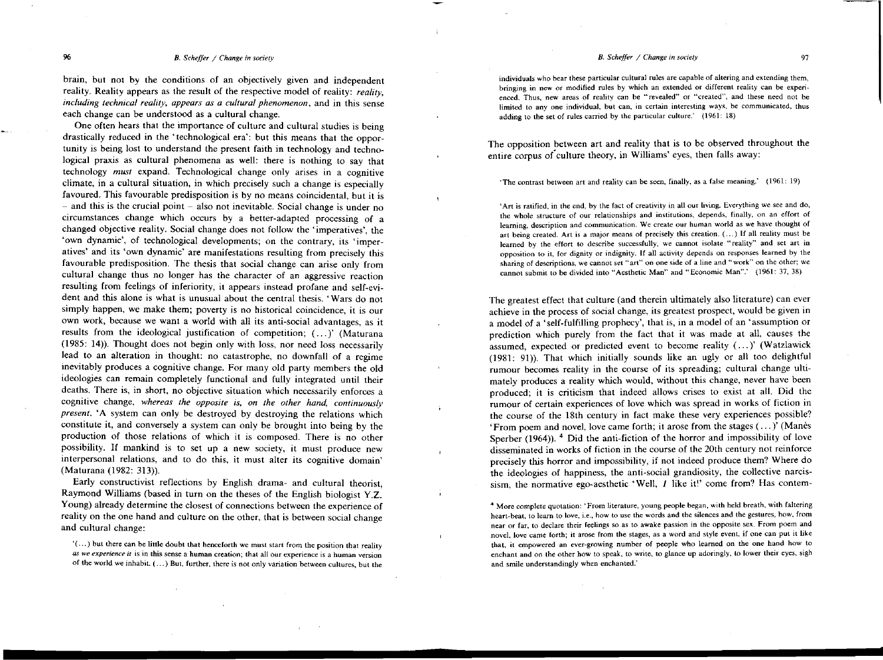brain, but not by the conditions of an objectively given and independent reality. Reality appears as the result of the respective model of reality: *reality, including technical reality, appears as a cultural phenomenon*, and in this sense each change can be understood as a cultural change.

One often hears that the importance of culture and cultural studies is being drastically reduced in the 'technological era': but this means that the opportunity is being lost to understand the present faith in technology and technological praxis as cultural phenomena as well: there is nothing to say that technology *must* expand. Technological change only arises in a cognitive climate, in a cultural situation, in which precisely such a change is especially favoured. This favourable predisposition is by no means coincidental, but it is – and this is the crucial point – also not inevitable. Social change is under no circumstances change which occurs by a better-adapted processing of a changed objective reality. Social change does not follow the 'imperatives', the 'own dynamic', of technological developments; on the contrary, its 'imperatives' and its 'own dynamic' are manifestations resulting from precisely this favourable predisposition. The thesis that social change can arise only from cultural change thus no longer has the character of an aggressive reaction resulting from feelings of inferiority, it appears instead profane and self-evident and this alone is what is unusual about the central thesis. 'Wars do not simply happen, we make them; poverty is no historical coincidence, it is our own work, because we want a world with all its anti-social advantages, as it results from the ideological justification of competition; (...)' (Maturana (1985: 14)). Thought does not begin only with loss, nor need loss necessarily lead to an alteration in thought: no catastrophe, no downfall of a regime inevitably produces a cognitive change. For many old party members the old ideologies can remain completely functional and fully integrated until their deaths. There is, in short, no objective situation which necessarily enforces a cognitive change, *whereas the opposite is, on the other hand, continuously present*. 'A system can only be destroyed by destroying the relations which constitute it, and conversely a system can only be brought into being by the production of those relations of which it is composed. There is no other possibility. If mankind is to set up a new society, it must produce new interpersonal relations, and to do this, it must alter its cognitive domain' (Maturana (1982: 313)).

Early constructivist reflections by English drama- and cultural theorist, Raymond Williams (based in turn on the theses of the English biologist Y.Z. Young) already determine the closest of connections between the experience of reality on the one hand and culture on the other, that is between social change and cultural change:

> '(...) but there can be little doubt that henceforth we must start from the position that reality *as we experience it* is in this sense a human creation; that all our experience is a human version of the world we inhabit. (...) But, further, there is not only variation between cultures, but the individuals who bear these particular cultural rules are capable of altering and extending them, bringing in new or modified rules by which an extended or different reality can be experienced. Thus, new areas of reality can be "revealed" or "created", and these need not be limited to any one individual, but can, in certain interesting ways, be communicated, thus adding to the set of rules carried by the particular culture.' (1961: 18)

The opposition between art and reality that is to be observed throughout the entire corpus of culture theory, in Williams' eyes, then falls away:

> 'The contrast between art and reality can be seen, finally, as a false meaning.' (1961: 19)

> 'Art is ratified, in the end, by the fact of creativity in all our living. Everything we see and do, the whole structure of our relationships and institutions, depends, finally, on an effort of learning, description and communication. We create our human world as we have thought of art being created. Art is a major means of precisely this creation. (...) If all reality must be learned by the effort to describe successfully, we cannot isolate "reality" and set art in opposition to it, for dignity or indignity. If all activity depends on responses learned by the sharing of descriptions, we cannot set "art" on one side of a line and "work" on the other; we cannot submit to be divided into "Aesthetic Man" and "Economic Man".' (1961: 37, 38)

The greatest effect that culture (and therein ultimately also literature) can ever achieve in the process of social change, its greatest prospect, would be given in a model of a 'self-fulfilling prophecy', that is, in a model of an 'assumption or prediction which purely from the fact that it was made at all, causes the assumed, expected or predicted event to become reality (...)' (Watzlawick (1981: 91)). That which initially sounds like an ugly or all too delightful rumour becomes reality in the course of its spreading; cultural change ultimately produces a reality which would, without this change, never have been produced; it is criticism that indeed allows crises to exist at all. Did the rumour of certain experiences of love which was spread in works of fiction in the course of the 18th century in fact make these very experiences possible? 'From poem and novel, love came forth; it arose from the stages (...)' (Manès Sperber (1964)).[4] Did the anti-fiction of the horror and impossibility of love disseminated in works of fiction in the course of the 20th century not reinforce precisely this horror and impossibility, if not indeed produce them? Where do the ideologies of happiness, the anti-social grandiosity, the collective narcissism, the normative ego-aesthetic 'Well, *I* like it!' come from? Has contem-

[4] More complete quotation: 'From literature, young people began, with held breath, with faltering heart-beat, to learn to love, i.e., how to use the words and the silences and the gestures, how, from near or far, to declare their feelings so as to awake passion in the opposite sex. From poem and novel, love came forth; it arose from the stages, as a word and style event, if one can put it like that, it empowered an ever-growing number of people who learned on the one hand how to enchant and on the other how to speak, to write, to glance up adoringly, to lower their eyes, sigh and smile understandingly when enchanted.'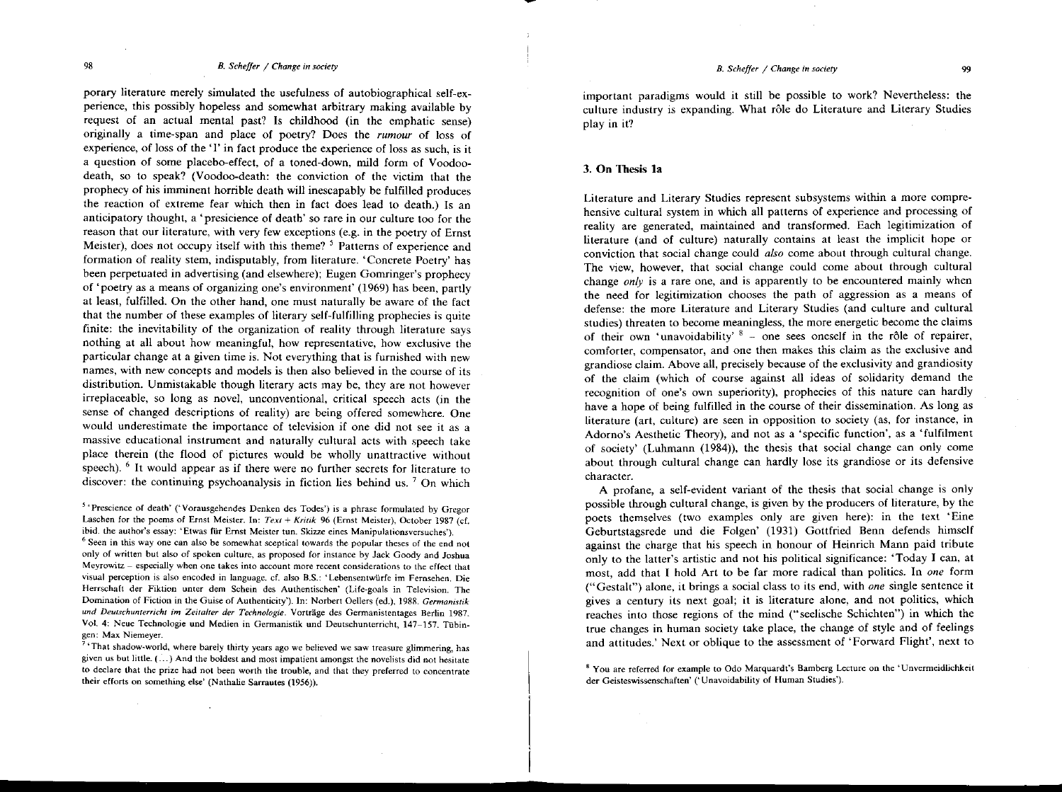porary literature merely simulated the usefulness of autobiographical self-experience, this possibly hopeless and somewhat arbitrary making available by request of an actual mental past? Is childhood (in the emphatic sense) originally a time-span and place of poetry? Does the *rumour* of loss of experience, of loss of the 'I' in fact produce the experience of loss as such, is it a question of some placebo-effect, of a toned-down, mild form of Voodoo-death, so to speak? (Voodoo-death: the conviction of the victim that the prophecy of his imminent horrible death will inescapably be fulfilled produces the reaction of extreme fear which then in fact does lead to death.) Is an anticipatory thought, a 'presicience of death' so rare in our culture too for the reason that our literature, with very few exceptions (e.g. in the poetry of Ernst Meister), does not occupy itself with this theme? [5] Patterns of experience and formation of reality stem, indisputably, from literature. 'Concrete Poetry' has been perpetuated in advertising (and elsewhere); Eugen Gomringer's prophecy of 'poetry as a means of organizing one's environment' (1969) has been, partly at least, fulfilled. On the other hand, one must naturally be aware of the fact that the number of these examples of literary self-fulfilling prophecies is quite finite: the inevitability of the organization of reality through literature says nothing at all about how meaningful, how representative, how exclusive the particular change at a given time is. Not everything that is furnished with new names, with new concepts and models is then also believed in the course of its distribution. Unmistakable though literary acts may be, they are not however irreplaceable, so long as novel, unconventional, critical speech acts (in the sense of changed descriptions of reality) are being offered somewhere. One would underestimate the importance of television if one did not see it as a massive educational instrument and naturally cultural acts with speech take place therein (the flood of pictures would be wholly unattractive without speech). [6] It would appear as if there were no further secrets for literature to discover: the continuing psychoanalysis in fiction lies behind us. [7] On which important paradigms would it still be possible to work? Nevertheless: the culture industry is expanding. What rôle do Literature and Literary Studies play in it?

[5] 'Prescience of death' ('Vorausgehendes Denken des Todes') is a phrase formulated by Gregor Laschen for the poems of Ernst Meister. In: *Text + Kritik* 96 (Ernst Meister), October 1987 (cf. ibid. the author's essay: 'Etwas für Ernst Meister tun. Skizze eines Manipulationsversuches').

[6] Seen in this way one can also be somewhat sceptical towards the popular theses of the end not only of written but also of spoken culture, as proposed for instance by Jack Goody and Joshua Meyrowitz – especially when one takes into account more recent considerations to the effect that visual perception is also encoded in language. cf. also B.S.: 'Lebensentwürfe im Fernsehen. Die Herrschaft der Fiktion unter dem Schein des Authentischen' (Life-goals in Television. The Domination of Fiction in the Guise of Authenticity'). In: Norbert Oellers (ed.), 1988. *Germanistik und Deutschunterricht im Zeitalter der Technologie*. Vorträge des Germanistentages Berlin 1987. Vol. 4: Neue Technologie und Medien in Germanistik und Deutschunterricht, 147–157. Tübingen: Max Niemeyer.

[7] 'That shadow-world, where barely thirty years ago we believed we saw treasure glimmering, has given us but little. (...) And the boldest and most impatient amongst the novelists did not hesitate to declare that the prize had not been worth the trouble, and that they preferred to concentrate their efforts on something else' (Nathalie Sarrautes (1956)).

## 3. On Thesis 1a

Literature and Literary Studies represent subsystems within a more comprehensive cultural system in which all patterns of experience and processing of reality are generated, maintained and transformed. Each legitimization of literature (and of culture) naturally contains at least the implicit hope or conviction that social change could *also* come about through cultural change. The view, however, that social change could come about through cultural change *only* is a rare one, and is apparently to be encountered mainly when the need for legitimization chooses the path of aggression as a means of defense: the more Literature and Literary Studies (and culture and cultural studies) threaten to become meaningless, the more energetic become the claims of their own 'unavoidability' [8] – one sees oneself in the rôle of repairer, comforter, compensator, and one then makes this claim as the exclusive and grandiose claim. Above all, precisely because of the exclusivity and grandiosity of the claim (which of course against all ideas of solidarity demand the recognition of one's own superiority), prophecies of this nature can hardly have a hope of being fulfilled in the course of their dissemination. As long as literature (art, culture) are seen in opposition to society (as, for instance, in Adorno's Aesthetic Theory), and not as a 'specific function', as a 'fulfilment of society' (Luhmann (1984)), the thesis that social change can only come about through cultural change can hardly lose its grandiose or its defensive character.

A profane, a self-evident variant of the thesis that social change is only possible through cultural change, is given by the producers of literature, by the poets themselves (two examples only are given here): in the text 'Eine Geburtstagsrede und die Folgen' (1931) Gottfried Benn defends himself against the charge that his speech in honour of Heinrich Mann paid tribute only to the latter's artistic and not his political significance: 'Today I can, at most, add that I hold Art to be far more radical than politics. In *one* form ("Gestalt") alone, it brings a social class to its end, with *one* single sentence it gives a century its next goal; it is literature alone, and not politics, which reaches into those regions of the mind ("seelische Schichten") in which the true changes in human society take place, the change of style and of feelings and attitudes.' Next or oblique to the assessment of 'Forward Flight', next to

[8] You are referred for example to Odo Marquardt's Bamberg Lecture on the 'Unvermeidlichkeit der Geisteswissenschaften' ('Unavoidability of Human Studies').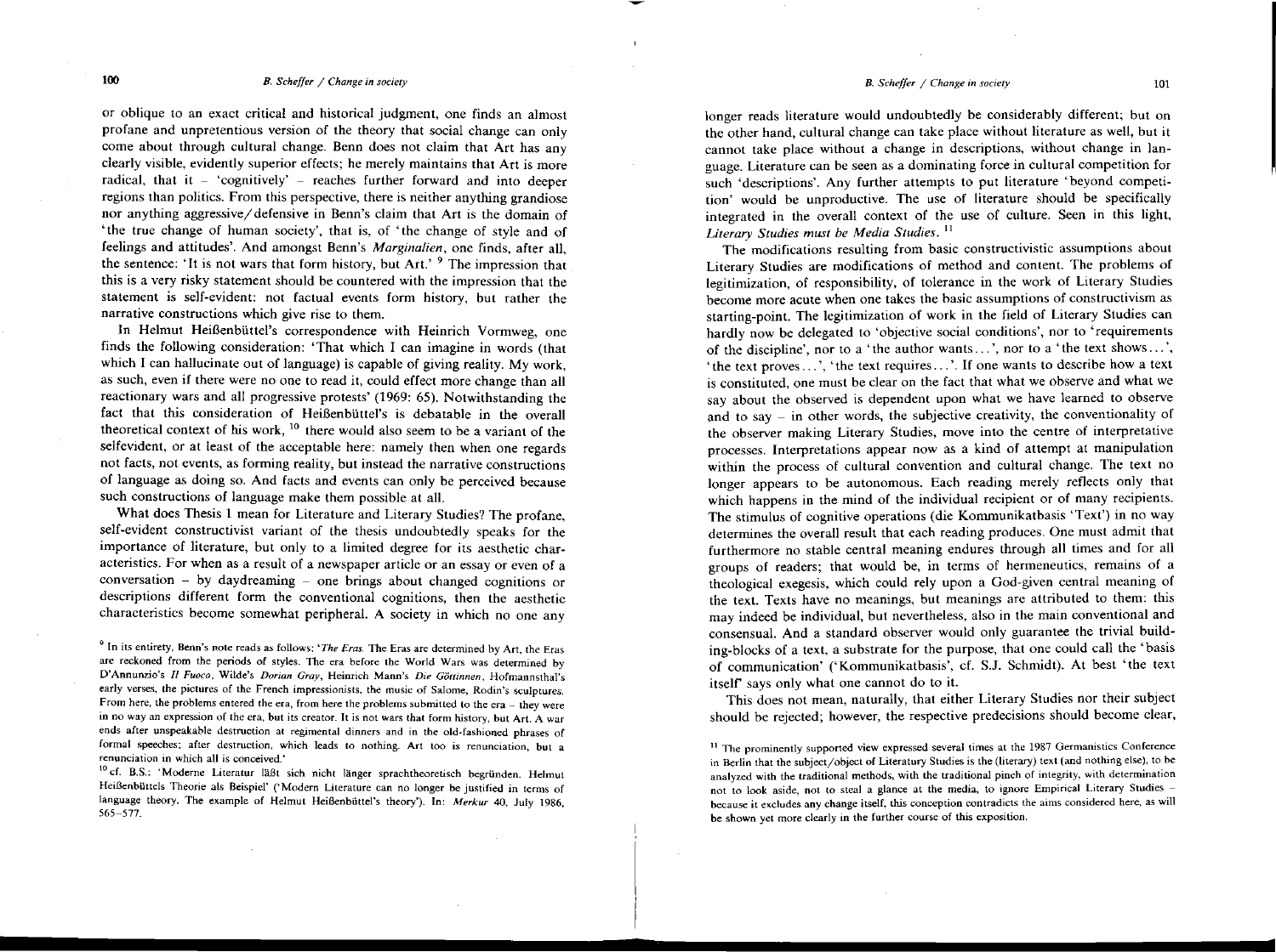or oblique to an exact critical and historical judgment, one finds an almost profane and unpretentious version of the theory that social change can only come about through cultural change. Benn does not claim that Art has any clearly visible, evidently superior effects; he merely maintains that Art is more radical, that it – 'cognitively' – reaches further forward and into deeper regions than politics. From this perspective, there is neither anything grandiose nor anything aggressive/defensive in Benn's claim that Art is the domain of 'the true change of human society', that is, of 'the change of style and of feelings and attitudes'. And amongst Benn's *Marginalien*, one finds, after all, the sentence: 'It is not wars that form history, but Art.' [9] The impression that this is a very risky statement should be countered with the impression that the statement is self-evident: not factual events form history, but rather the narrative constructions which give rise to them.

In Helmut Heißenbüttel's correspondence with Heinrich Vormweg, one finds the following consideration: 'That which I can imagine in words (that which I can hallucinate out of language) is capable of giving reality. My work, as such, even if there were no one to read it, could effect more change than all reactionary wars and all progressive protests' (1969: 65). Notwithstanding the fact that this consideration of Heißenbüttel's is debatable in the overall theoretical context of his work, [10] there would also seem to be a variant of the selfevident, or at least of the acceptable here: namely then when one regards not facts, not events, as forming reality, but instead the narrative constructions of language as doing so. And facts and events can only be perceived because such constructions of language make them possible at all.

What does Thesis 1 mean for Literature and Literary Studies? The profane, self-evident constructivist variant of the thesis undoubtedly speaks for the importance of literature, but only to a limited degree for its aesthetic characteristics. For when as a result of a newspaper article or an essay or even of a conversation – by daydreaming – one brings about changed cognitions or descriptions different form the conventional cognitions, then the aesthetic characteristics become somewhat peripheral. A society in which no one any longer reads literature would undoubtedly be considerably different; but on the other hand, cultural change can take place without literature as well, but it cannot take place without a change in descriptions, without change in language. Literature can be seen as a dominating force in cultural competition for such 'descriptions'. Any further attempts to put literature 'beyond competition' would be unproductive. The use of literature should be specifically integrated in the overall context of the use of culture. Seen in this light, *Literary Studies must be Media Studies.* [11]

The modifications resulting from basic constructivistic assumptions about Literary Studies are modifications of method and content. The problems of legitimization, of responsibility, of tolerance in the work of Literary Studies become more acute when one takes the basic assumptions of constructivism as starting-point. The legitimization of work in the field of Literary Studies can hardly now be delegated to 'objective social conditions', nor to 'requirements of the discipline', nor to a 'the author wants...', nor to a 'the text shows...', 'the text proves...', 'the text requires...'. If one wants to describe how a text is constituted, one must be clear on the fact that what we observe and what we say about the observed is dependent upon what we have learned to observe and to say – in other words, the subjective creativity, the conventionality of the observer making Literary Studies, move into the centre of interpretative processes. Interpretations appear now as a kind of attempt at manipulation within the process of cultural convention and cultural change. The text no longer appears to be autonomous. Each reading merely reflects only that which happens in the mind of the individual recipient or of many recipients. The stimulus of cognitive operations (die Kommunikatbasis 'Text') in no way determines the overall result that each reading produces. One must admit that furthermore no stable central meaning endures through all times and for all groups of readers; that would be, in terms of hermeneutics, remains of a theological exegesis, which could rely upon a God-given central meaning of the text. Texts have no meanings, but meanings are attributed to them: this may indeed be individual, but nevertheless, also in the main conventional and consensual. And a standard observer would only guarantee the trivial building-blocks of a text, a substrate for the purpose, that one could call the 'basis of communication' ('Kommunikatbasis', cf. S.J. Schmidt). At best 'the text itself' says only what one cannot do to it.

This does not mean, naturally, that either Literary Studies nor their subject should be rejected; however, the respective predecisions should become clear,

---

[9] In its entirety, Benn's note reads as follows: '*The Eras.* The Eras are determined by Art, the Eras are reckoned from the periods of styles. The era before the World Wars was determined by D'Annunzio's *Il Fuoco*, Wilde's *Dorian Gray*, Heinrich Mann's *Die Göttinnen*, Hofmannsthal's early verses, the pictures of the French impressionists, the music of Salome, Rodin's sculptures. From here, the problems entered the era, from here the problems submitted to the era – they were in no way an expression of the era, but its creator. It is not wars that form history, but Art. A war ends after unspeakable destruction at regimental dinners and in the old-fashioned phrases of formal speeches; after destruction, which leads to nothing. Art too is renunciation, but a renunciation in which all is conceived.'

[10] cf. B.S.: 'Moderne Literatur läßt sich nicht länger sprachtheoretisch begründen. Helmut Heißenbüttels Theorie als Beispiel' ('Modern Literature can no longer be justified in terms of language theory. The example of Helmut Heißenbüttel's theory'). In: *Merkur* 40, July 1986, 565–577.

[11] The prominently supported view expressed several times at the 1987 Germanistics Conference in Berlin that the subject/object of Literatury Studies is the (literary) text (and nothing else), to be analyzed with the traditional methods, with the traditional pinch of integrity, with determination not to look aside, not to steal a glance at the media, to ignore Empirical Literary Studies – because it excludes any change itself, this conception contradicts the aims considered here, as will be shown yet more clearly in the further course of this exposition.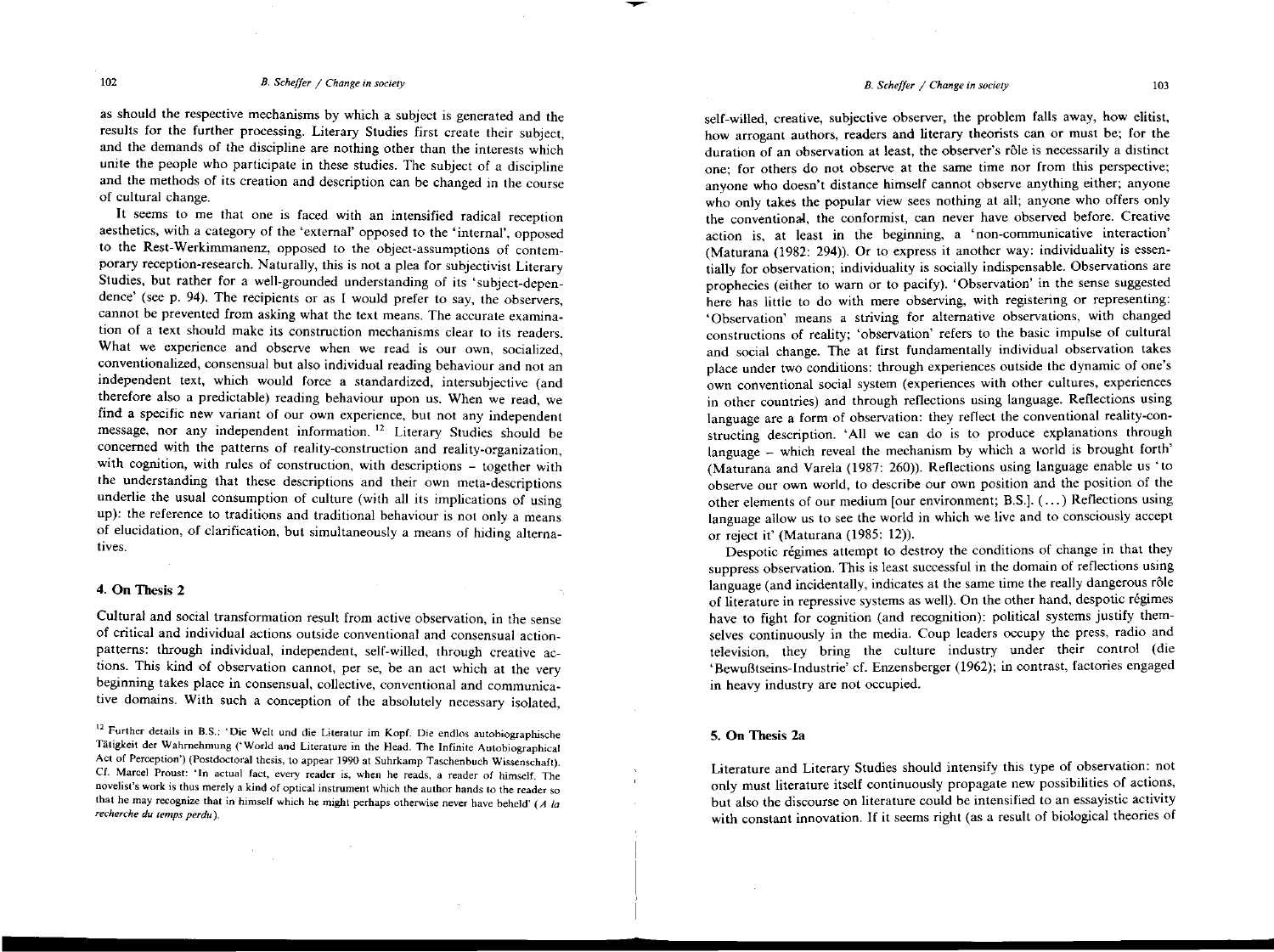as should the respective mechanisms by which a subject is generated and the results for the further processing. Literary Studies first create their subject, and the demands of the discipline are nothing other than the interests which unite the people who participate in these studies. The subject of a discipline and the methods of its creation and description can be changed in the course of cultural change.

It seems to me that one is faced with an intensified radical reception aesthetics, with a category of the 'external' opposed to the 'internal', opposed to the Rest-Werkimmanenz, opposed to the object-assumptions of contemporary reception-research. Naturally, this is not a plea for subjectivist Literary Studies, but rather for a well-grounded understanding of its 'subject-dependence' (see p. 94). The recipients or as I would prefer to say, the observers, cannot be prevented from asking what the text means. The accurate examination of a text should make its construction mechanisms clear to its readers. What we experience and observe when we read is our own, socialized, conventionalized, consensual but also individual reading behaviour and not an independent text, which would force a standardized, intersubjective (and therefore also a predictable) reading behaviour upon us. When we read, we find a specific new variant of our own experience, but not any independent message, nor any independent information. [12] Literary Studies should be concerned with the patterns of reality-construction and reality-organization, with cognition, with rules of construction, with descriptions – together with the understanding that these descriptions and their own meta-descriptions underlie the usual consumption of culture (with all its implications of using up): the reference to traditions and traditional behaviour is not only a means of elucidation, of clarification, but simultaneously a means of hiding alternatives.

## 4. On Thesis 2

Cultural and social transformation result from active observation, in the sense of critical and individual actions outside conventional and consensual action-patterns: through individual, independent, self-willed, through creative actions. This kind of observation cannot, per se, be an act which at the very beginning takes place in consensual, collective, conventional and communicative domains. With such a conception of the absolutely necessary isolated, self-willed, creative, subjective observer, the problem falls away, how elitist, how arrogant authors, readers and literary theorists can or must be; for the duration of an observation at least, the observer's rôle is necessarily a distinct one; for others do not observe at the same time nor from this perspective; anyone who doesn't distance himself cannot observe anything either; anyone who only takes the popular view sees nothing at all; anyone who offers only the conventional, the conformist, can never have observed before. Creative action is, at least in the beginning, a 'non-communicative interaction' (Maturana (1982: 294)). Or to express it another way: individuality is essentially for observation; individuality is socially indispensable. Observations are prophecies (either to warn or to pacify). 'Observation' in the sense suggested here has little to do with mere observing, with registering or representing: 'Observation' means a striving for alternative observations, with changed constructions of reality; 'observation' refers to the basic impulse of cultural and social change. The at first fundamentally individual observation takes place under two conditions: through experiences outside the dynamic of one's own conventional social system (experiences with other cultures, experiences in other countries) and through reflections using language. Reflections using language are a form of observation: they reflect the conventional reality-constructing description. 'All we can do is to produce explanations through language – which reveal the mechanism by which a world is brought forth' (Maturana and Varela (1987: 260)). Reflections using language enable us 'to observe our own world, to describe our own position and the position of the other elements of our medium [our environment; B.S.]. (...) Reflections using language allow us to see the world in which we live and to consciously accept or reject it' (Maturana (1985: 12)).

Despotic régimes attempt to destroy the conditions of change in that they suppress observation. This is least successful in the domain of reflections using language (and incidentally, indicates at the same time the really dangerous rôle of literature in repressive systems as well). On the other hand, despotic régimes have to fight for cognition (and recognition): political systems justify themselves continuously in the media. Coup leaders occupy the press, radio and television, they bring the culture industry under their control (die 'Bewußtseins-Industrie' cf. Enzensberger (1962); in contrast, factories engaged in heavy industry are not occupied.

## 5. On Thesis 2a

Literature and Literary Studies should intensify this type of observation: not only must literature itself continuously propagate new possibilities of actions, but also the discourse on literature could be intensified to an essayistic activity with constant innovation. If it seems right (as a result of biological theories of

[12] Further details in B.S.: 'Die Welt und die Literatur im Kopf. Die endlos autobiographische Tätigkeit der Wahrnehmung ('World and Literature in the Head. The Infinite Autobiographical Act of Perception') (Postdoctoral thesis, to appear 1990 at Suhrkamp Taschenbuch Wissenschaft). Cf. Marcel Proust: 'In actual fact, every reader is, when he reads, a reader of himself. The novelist's work is thus merely a kind of optical instrument which the author hands to the reader so that he may recognize that in himself which he might perhaps otherwise never have beheld' (*A la recherche du temps perdu*).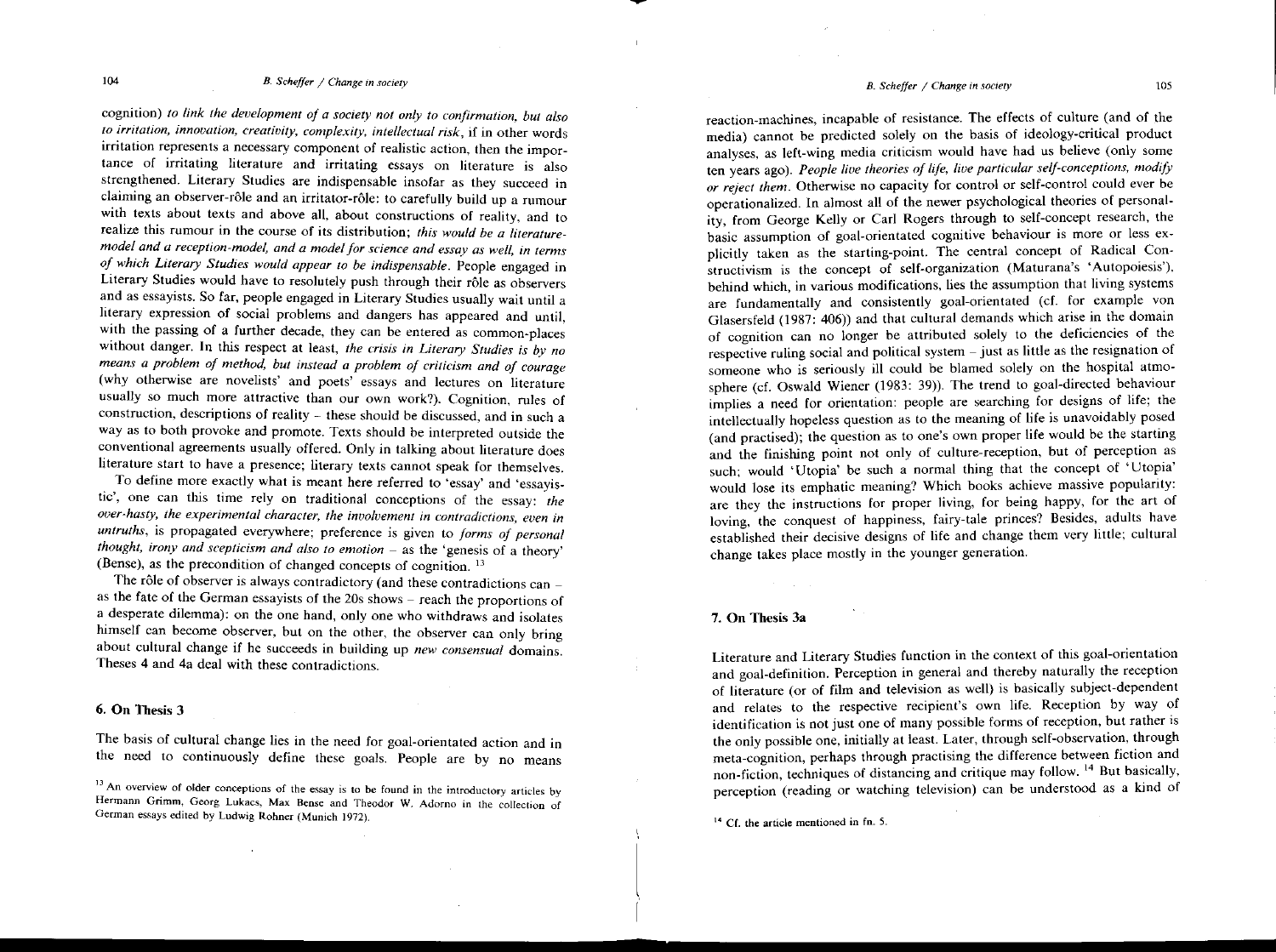cognition) *to link the development of a society not only to confirmation, but also to irritation, innovation, creativity, complexity, intellectual risk*, if in other words irritation represents a necessary component of realistic action, then the importance of irritating literature and irritating essays on literature is also strengthened. Literary Studies are indispensable insofar as they succeed in claiming an observer-rôle and an irritator-rôle: to carefully build up a rumour with texts about texts and above all, about constructions of reality, and to realize this rumour in the course of its distribution; *this would be a literature-model and a reception-model, and a model for science and essay as well, in terms of which Literary Studies would appear to be indispensable*. People engaged in Literary Studies would have to resolutely push through their rôle as observers and as essayists. So far, people engaged in Literary Studies usually wait until a literary expression of social problems and dangers has appeared and until, with the passing of a further decade, they can be entered as common-places without danger. In this respect at least, *the crisis in Literary Studies is by no means a problem of method, but instead a problem of criticism and of courage* (why otherwise are novelists' and poets' essays and lectures on literature usually so much more attractive than our own work?). Cognition, rules of construction, descriptions of reality – these should be discussed, and in such a way as to both provoke and promote. Texts should be interpreted outside the conventional agreements usually offered. Only in talking about literature does literature start to have a presence; literary texts cannot speak for themselves.

To define more exactly what is meant here referred to 'essay' and 'essayistic', one can this time rely on traditional conceptions of the essay: *the over-hasty, the experimental character, the involvement in contradictions, even in untruths*, is propagated everywhere; preference is given to *forms of personal thought, irony and scepticism and also to emotion* – as the 'genesis of a theory' (Bense), as the precondition of changed concepts of cognition. [13]

The rôle of observer is always contradictory (and these contradictions can – as the fate of the German essayists of the 20s shows – reach the proportions of a desperate dilemma): on the one hand, only one who withdraws and isolates himself can become observer, but on the other, the observer can only bring about cultural change if he succeeds in building up *new consensual* domains. Theses 4 and 4a deal with these contradictions.

## 6. On Thesis 3

The basis of cultural change lies in the need for goal-orientated action and in the need to continuously define these goals. People are by no means reaction-machines, incapable of resistance. The effects of culture (and of the media) cannot be predicted solely on the basis of ideology-critical product analyses, as left-wing media criticism would have had us believe (only some ten years ago). *People live theories of life, live particular self-conceptions, modify or reject them*. Otherwise no capacity for control or self-control could ever be operationalized. In almost all of the newer psychological theories of personality, from George Kelly or Carl Rogers through to self-concept research, the basic assumption of goal-orientated cognitive behaviour is more or less explicitly taken as the starting-point. The central concept of Radical Constructivism is the concept of self-organization (Maturana's 'Autopoiesis'), behind which, in various modifications, lies the assumption that living systems are fundamentally and consistently goal-orientated (cf. for example von Glasersfeld (1987: 406)) and that cultural demands which arise in the domain of cognition can no longer be attributed solely to the deficiencies of the respective ruling social and political system – just as little as the resignation of someone who is seriously ill could be blamed solely on the hospital atmosphere (cf. Oswald Wiener (1983: 39)). The trend to goal-directed behaviour implies a need for orientation: people are searching for designs of life; the intellectually hopeless question as to the meaning of life is unavoidably posed (and practised); the question as to one's own proper life would be the starting and the finishing point not only of culture-reception, but of perception as such; would 'Utopia' be such a normal thing that the concept of 'Utopia' would lose its emphatic meaning? Which books achieve massive popularity: are they the instructions for proper living, for being happy, for the art of loving, the conquest of happiness, fairy-tale princes? Besides, adults have established their decisive designs of life and change them very little; cultural change takes place mostly in the younger generation.

## 7. On Thesis 3a

Literature and Literary Studies function in the context of this goal-orientation and goal-definition. Perception in general and thereby naturally the reception of literature (or of film and television as well) is basically subject-dependent and relates to the respective recipient's own life. Reception by way of identification is not just one of many possible forms of reception, but rather is the only possible one, initially at least. Later, through self-observation, through meta-cognition, perhaps through practising the difference between fiction and non-fiction, techniques of distancing and critique may follow. [14] But basically, perception (reading or watching television) can be understood as a kind of

[13] An overview of older conceptions of the essay is to be found in the introductory articles by Hermann Grimm, Georg Lukacs, Max Bense and Theodor W. Adorno in the collection of German essays edited by Ludwig Rohner (Munich 1972).

[14] Cf. the article mentioned in fn. 5.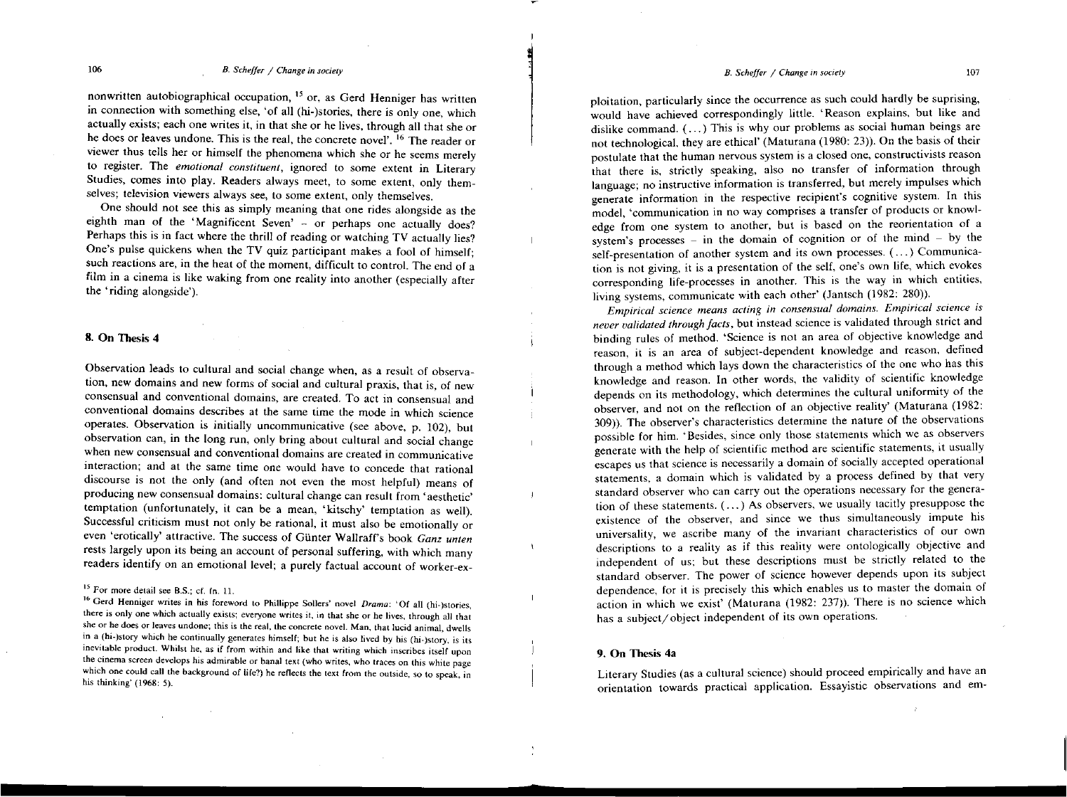nonwritten autobiographical occupation, [15] or, as Gerd Henniger has written in connection with something else, 'of all (hi-)stories, there is only one, which actually exists; each one writes it, in that she or he lives, through all that she or he does or leaves undone. This is the real, the concrete novel'. [16] The reader or viewer thus tells her or himself the phenomena which she or he seems merely to register. The *emotional constituent*, ignored to some extent in Literary Studies, comes into play. Readers always meet, to some extent, only themselves; television viewers always see, to some extent, only themselves.

One should not see this as simply meaning that one rides alongside as the eighth man of the 'Magnificent Seven' – or perhaps one actually does? Perhaps this is in fact where the thrill of reading or watching TV actually lies? One's pulse quickens when the TV quiz participant makes a fool of himself; such reactions are, in the heat of the moment, difficult to control. The end of a film in a cinema is like waking from one reality into another (especially after the 'riding alongside').

## 8. On Thesis 4

Observation leads to cultural and social change when, as a result of observation, new domains and new forms of social and cultural praxis, that is, of new consensual and conventional domains, are created. To act in consensual and conventional domains describes at the same time the mode in which science operates. Observation is initially uncommunicative (see above, p. 102), but observation can, in the long run, only bring about cultural and social change when new consensual and conventional domains are created in communicative interaction; and at the same time one would have to concede that rational discourse is not the only (and often not even the most helpful) means of producing new consensual domains: cultural change can result from 'aesthetic' temptation (unfortunately, it can be a mean, 'kitschy' temptation as well). Successful criticism must not only be rational, it must also be emotionally or even 'erotically' attractive. The success of Günter Wallraff's book *Ganz unten* rests largely upon its being an account of personal suffering, with which many readers identify on an emotional level; a purely factual account of worker-exploitation, particularly since the occurrence as such could hardly be suprising, would have achieved correspondingly little. 'Reason explains, but like and dislike command. (...) This is why our problems as social human beings are not technological, they are ethical' (Maturana (1980: 23)). On the basis of their postulate that the human nervous system is a closed one, constructivists reason that there is, strictly speaking, also no transfer of information through language; no instructive information is transferred, but merely impulses which generate information in the respective recipient's cognitive system. In this model, 'communication in no way comprises a transfer of products or knowledge from one system to another, but is based on the reorientation of a system's processes – in the domain of cognition or of the mind – by the self-presentation of another system and its own processes. (...) Communication is not giving, it is a presentation of the self, one's own life, which evokes corresponding life-processes in another. This is the way in which entities, living systems, communicate with each other' (Jantsch (1982: 280)).

*Empirical science means acting in consensual domains. Empirical science is never validated through facts*, but instead science is validated through strict and binding rules of method. 'Science is not an area of objective knowledge and reason, it is an area of subject-dependent knowledge and reason, defined through a method which lays down the characteristics of the one who has this knowledge and reason. In other words, the validity of scientific knowledge depends on its methodology, which determines the cultural uniformity of the observer, and not on the reflection of an objective reality' (Maturana (1982: 309)). The observer's characteristics determine the nature of the observations possible for him. 'Besides, since only those statements which we as observers generate with the help of scientific method are scientific statements, it usually escapes us that science is necessarily a domain of socially accepted operational statements, a domain which is validated by a process defined by that very standard observer who can carry out the operations necessary for the generation of these statements. (...) As observers, we usually tacitly presuppose the existence of the observer, and since we thus simultaneously impute his universality, we ascribe many of the invariant characteristics of our own descriptions to a reality as if this reality were ontologically objective and independent of us; but these descriptions must be strictly related to the standard observer. The power of science however depends upon its subject dependence, for it is precisely this which enables us to master the domain of action in which we exist' (Maturana (1982: 237)). There is no science which has a subject/object independent of its own operations.

## 9. On Thesis 4a

Literary Studies (as a cultural science) should proceed empirically and have an orientation towards practical application. Essayistic observations and em-

---

[15] For more detail see B.S.; cf. fn. 11.

[16] Gerd Henniger writes in his foreword to Phillippe Sollers' novel *Drama*: 'Of all (hi-)stories, there is only one which actually exists; everyone writes it, in that she or he lives, through all that she or he does or leaves undone; this is the real, the concrete novel. Man, that lucid animal, dwells in a (hi-)story which he continually generates himself; but he is also lived by his (hi-)story, is its inevitable product. Whilst he, as if from within and like that writing which inscribes itself upon the cinema screen develops his admirable or banal text (who writes, who traces on this white page which one could call the background of life?) he reflects the text from the outside, so to speak, in his thinking' (1968: 5).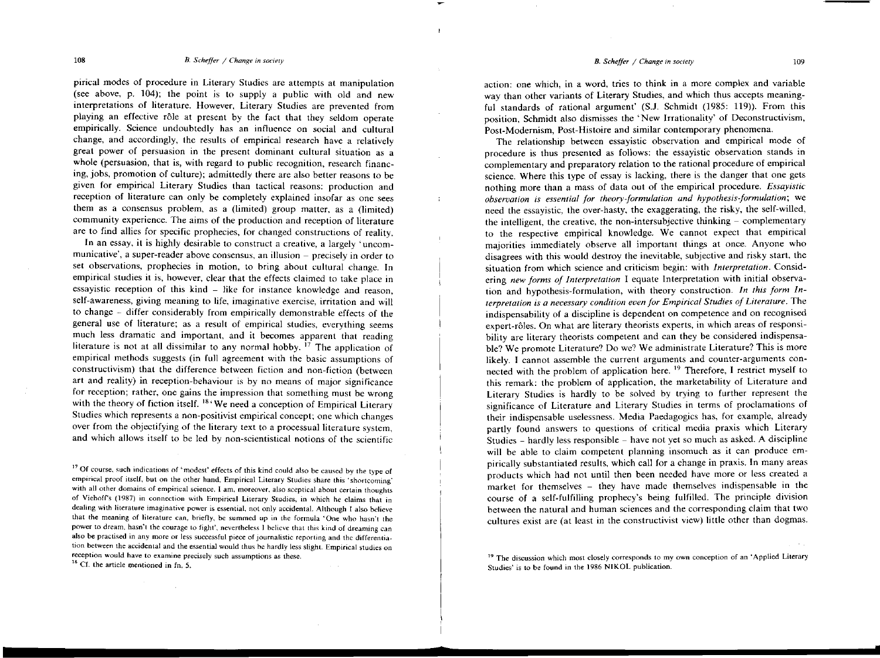pirical modes of procedure in Literary Studies are attempts at manipulation (see above, p. 104); the point is to supply a public with old and new interpretations of literature. However, Literary Studies are prevented from playing an effective rôle at present by the fact that they seldom operate empirically. Science undoubtedly has an influence on social and cultural change, and accordingly, the results of empirical research have a relatively great power of persuasion in the present dominant cultural situation as a whole (persuasion, that is, with regard to public recognition, research financing, jobs, promotion of culture); admittedly there are also better reasons to be given for empirical Literary Studies than tactical reasons: production and reception of literature can only be completely explained insofar as one sees them as a consensus problem, as a (limited) group matter, as a (limited) community experience. The aims of the production and reception of literature are to find allies for specific prophecies, for changed constructions of reality.

In an essay, it is highly desirable to construct a creative, a largely 'uncommunicative', a super-reader above consensus, an illusion – precisely in order to set observations, prophecies in motion, to bring about cultural change. In empirical studies it is, however, clear that the effects claimed to take place in essayistic reception of this kind – like for instance knowledge and reason, self-awareness, giving meaning to life, imaginative exercise, irritation and will to change – differ considerably from empirically demonstrable effects of the general use of literature; as a result of empirical studies, everything seems much less dramatic and important, and it becomes apparent that reading literature is not at all dissimilar to any normal hobby. [17] The application of empirical methods suggests (in full agreement with the basic assumptions of constructivism) that the difference between fiction and non-fiction (between art and reality) in reception-behaviour is by no means of major significance for reception; rather, one gains the impression that something must be wrong with the theory of fiction itself. [18] 'We need a conception of Empirical Literary Studies which represents a non-positivist empirical concept; one which changes over from the objectifying of the literary text to a processual literature system, and which allows itself to be led by non-scientistical notions of the scientific action: one which, in a word, tries to think in a more complex and variable way than other variants of Literary Studies, and which thus accepts meaningful standards of rational argument' (S.J. Schmidt (1985: 119)). From this position, Schmidt also dismisses the 'New Irrationality' of Deconstructivism, Post-Modernism, Post-Histoire and similar contemporary phenomena.

The relationship between essayistic observation and empirical mode of procedure is thus presented as follows: the essayistic observation stands in complementary and preparatory relation to the rational procedure of empirical science. Where this type of essay is lacking, there is the danger that one gets nothing more than a mass of data out of the empirical procedure. *Essayistic observation is essential for theory-formulation and hypothesis-formulation*; we need the essayistic, the over-hasty, the exaggerating, the risky, the self-willed, the intelligent, the creative, the non-intersubjective thinking – complementary to the respective empirical knowledge. We cannot expect that empirical majorities immediately observe all important things at once. Anyone who disagrees with this would destroy the inevitable, subjective and risky start, the situation from which science and criticism begin: with *Interpretation*. Considering *new forms of Interpretation* I equate Interpretation with initial observation and hypothesis-formulation, with theory construction. *In this form Interpretation is a necessary condition even for Empirical Studies of Literature.* The indispensability of a discipline is dependent on competence and on recognised expert-rôles. On what are literary theorists experts, in which areas of responsibility are literary theorists competent and can they be considered indispensable? We promote Literature? Do we? We administrate Literature? This is more likely. I cannot assemble the current arguments and counter-arguments connected with the problem of application here. [19] Therefore, I restrict myself to this remark: the problem of application, the marketability of Literature and Literary Studies is hardly to be solved by trying to further represent the significance of Literature and Literary Studies in terms of proclamations of their indispensable uselessness. Media Paedagogics has, for example, already partly found answers to questions of critical media praxis which Literary Studies – hardly less responsible – have not yet so much as asked. A discipline will be able to claim competent planning insomuch as it can produce empirically substantiated results, which call for a change in praxis. In many areas products which had not until then been needed have more or less created a market for themselves – they have made themselves indispensable in the course of a self-fulfilling prophecy's being fulfilled. The principle division between the natural and human sciences and the corresponding claim that two cultures exist are (at least in the constructivist view) little other than dogmas.

---

[17] Of course, such indications of 'modest' effects of this kind could also be caused by the type of empirical proof itself, but on the other hand, Empirical Literary Studies share this 'shortcoming' with all other domains of empirical science. I am, moreover, also sceptical about certain thoughts of Viehoff's (1987) in connection with Empirical Literary Studies, in which he claims that in dealing with literature imaginative power is essential, not only accidental. Although I also believe that the meaning of literature can, briefly, be summed up in the formula 'One who hasn't the power to dream, hasn't the courage to fight', nevertheless I believe that this kind of dreaming can also be practised in any more or less successful piece of journalistic reporting and the differentiation between the accidental and the essential would thus be hardly less slight. Empirical studies on reception would have to examine precisely such assumptions as these.

[18] Cf. the article mentioned in fn. 5.

[19] The discussion which most closely corresponds to my own conception of an 'Applied Literary Studies' is to be found in the 1986 NIKOL publication.